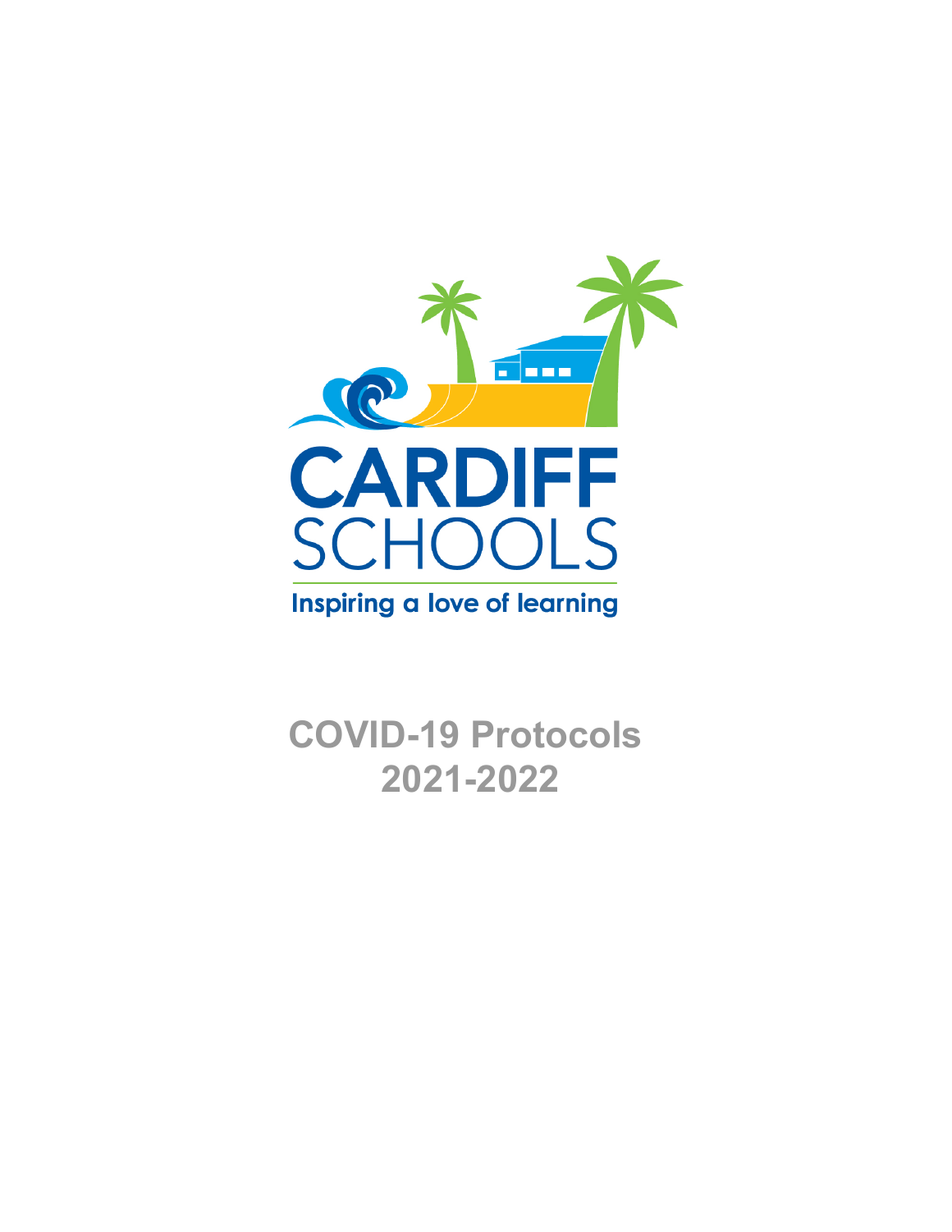CARDIFF SCHOOLS

Inspiring a love of learning

# COVID-19 Protocols 2021-2022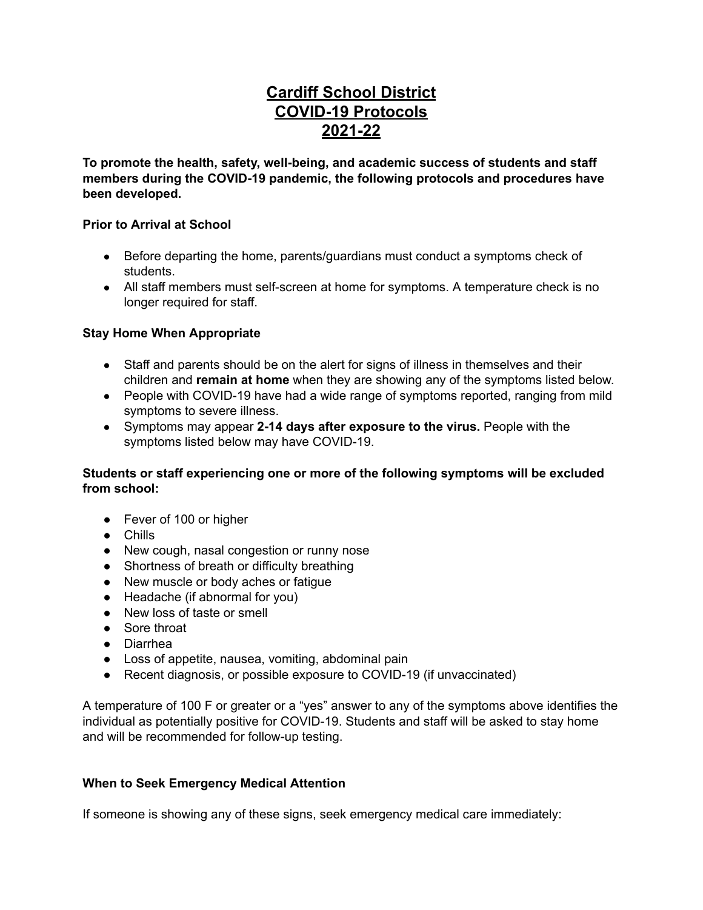# Cardiff School District
# COVID-19 Protocols
# 2021-22

**To promote the health, safety, well-being, and academic success of students and staff members during the COVID-19 pandemic, the following protocols and procedures have been developed.**

**Prior to Arrival at School**

- Before departing the home, parents/guardians must conduct a symptoms check of students.
- All staff members must self-screen at home for symptoms. A temperature check is no longer required for staff.

**Stay Home When Appropriate**

- Staff and parents should be on the alert for signs of illness in themselves and their children and **remain at home** when they are showing any of the symptoms listed below.
- People with COVID-19 have had a wide range of symptoms reported, ranging from mild symptoms to severe illness.
- Symptoms may appear **2-14 days after exposure to the virus.** People with the symptoms listed below may have COVID-19.

**Students or staff experiencing one or more of the following symptoms will be excluded from school:**

- Fever of 100 or higher
- Chills
- New cough, nasal congestion or runny nose
- Shortness of breath or difficulty breathing
- New muscle or body aches or fatigue
- Headache (if abnormal for you)
- New loss of taste or smell
- Sore throat
- Diarrhea
- Loss of appetite, nausea, vomiting, abdominal pain
- Recent diagnosis, or possible exposure to COVID-19 (if unvaccinated)

A temperature of 100 F or greater or a "yes" answer to any of the symptoms above identifies the individual as potentially positive for COVID-19. Students and staff will be asked to stay home and will be recommended for follow-up testing.

**When to Seek Emergency Medical Attention**

If someone is showing any of these signs, seek emergency medical care immediately: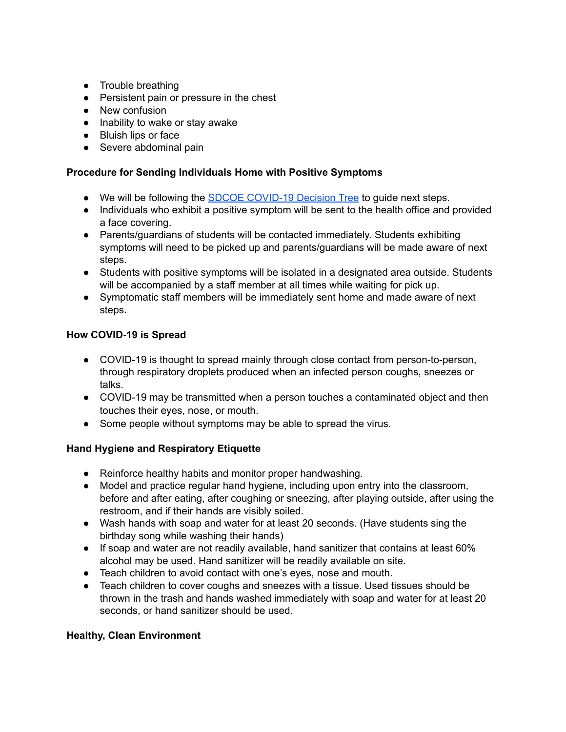- Trouble breathing
- Persistent pain or pressure in the chest
- New confusion
- Inability to wake or stay awake
- Bluish lips or face
- Severe abdominal pain

**Procedure for Sending Individuals Home with Positive Symptoms**

- We will be following the [SDCOE COVID-19 Decision Tree] to guide next steps.
- Individuals who exhibit a positive symptom will be sent to the health office and provided a face covering.
- Parents/guardians of students will be contacted immediately. Students exhibiting symptoms will need to be picked up and parents/guardians will be made aware of next steps.
- Students with positive symptoms will be isolated in a designated area outside. Students will be accompanied by a staff member at all times while waiting for pick up.
- Symptomatic staff members will be immediately sent home and made aware of next steps.

**How COVID-19 is Spread**

- COVID-19 is thought to spread mainly through close contact from person-to-person, through respiratory droplets produced when an infected person coughs, sneezes or talks.
- COVID-19 may be transmitted when a person touches a contaminated object and then touches their eyes, nose, or mouth.
- Some people without symptoms may be able to spread the virus.

**Hand Hygiene and Respiratory Etiquette**

- Reinforce healthy habits and monitor proper handwashing.
- Model and practice regular hand hygiene, including upon entry into the classroom, before and after eating, after coughing or sneezing, after playing outside, after using the restroom, and if their hands are visibly soiled.
- Wash hands with soap and water for at least 20 seconds. (Have students sing the birthday song while washing their hands)
- If soap and water are not readily available, hand sanitizer that contains at least 60% alcohol may be used. Hand sanitizer will be readily available on site.
- Teach children to avoid contact with one's eyes, nose and mouth.
- Teach children to cover coughs and sneezes with a tissue. Used tissues should be thrown in the trash and hands washed immediately with soap and water for at least 20 seconds, or hand sanitizer should be used.

**Healthy, Clean Environment**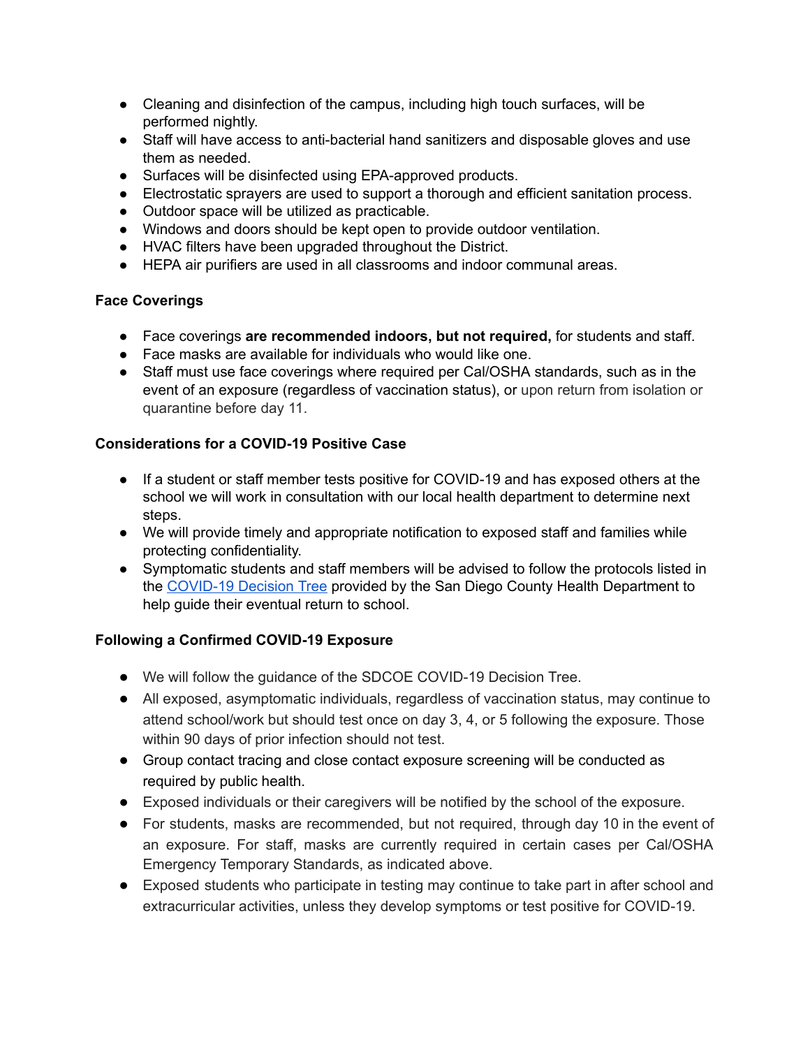- Cleaning and disinfection of the campus, including high touch surfaces, will be performed nightly.
- Staff will have access to anti-bacterial hand sanitizers and disposable gloves and use them as needed.
- Surfaces will be disinfected using EPA-approved products.
- Electrostatic sprayers are used to support a thorough and efficient sanitation process.
- Outdoor space will be utilized as practicable.
- Windows and doors should be kept open to provide outdoor ventilation.
- HVAC filters have been upgraded throughout the District.
- HEPA air purifiers are used in all classrooms and indoor communal areas.

**Face Coverings**

- Face coverings **are recommended indoors, but not required,** for students and staff.
- Face masks are available for individuals who would like one.
- Staff must use face coverings where required per Cal/OSHA standards, such as in the event of an exposure (regardless of vaccination status), or upon return from isolation or quarantine before day 11.

**Considerations for a COVID-19 Positive Case**

- If a student or staff member tests positive for COVID-19 and has exposed others at the school we will work in consultation with our local health department to determine next steps.
- We will provide timely and appropriate notification to exposed staff and families while protecting confidentiality.
- Symptomatic students and staff members will be advised to follow the protocols listed in the COVID-19 Decision Tree provided by the San Diego County Health Department to help guide their eventual return to school.

**Following a Confirmed COVID-19 Exposure**

- We will follow the guidance of the SDCOE COVID-19 Decision Tree.
- All exposed, asymptomatic individuals, regardless of vaccination status, may continue to attend school/work but should test once on day 3, 4, or 5 following the exposure. Those within 90 days of prior infection should not test.
- Group contact tracing and close contact exposure screening will be conducted as required by public health.
- Exposed individuals or their caregivers will be notified by the school of the exposure.
- For students, masks are recommended, but not required, through day 10 in the event of an exposure. For staff, masks are currently required in certain cases per Cal/OSHA Emergency Temporary Standards, as indicated above.
- Exposed students who participate in testing may continue to take part in after school and extracurricular activities, unless they develop symptoms or test positive for COVID-19.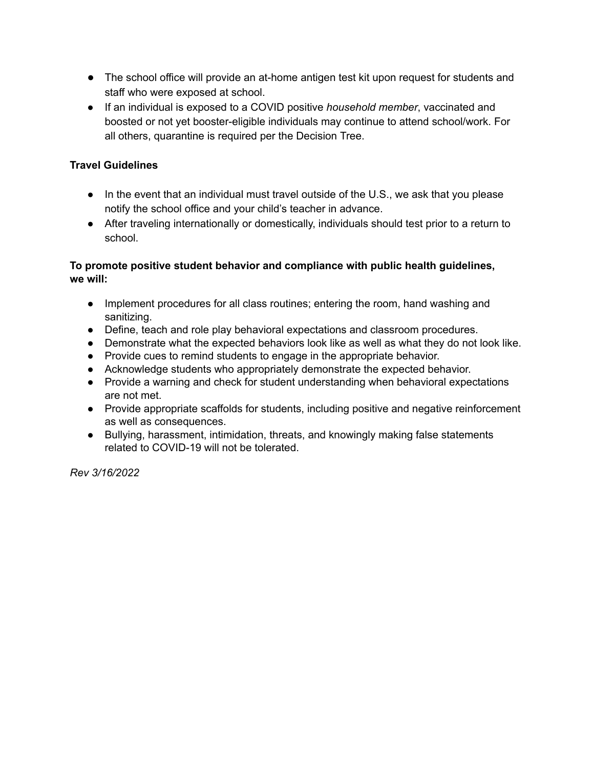- The school office will provide an at-home antigen test kit upon request for students and staff who were exposed at school.
- If an individual is exposed to a COVID positive *household member*, vaccinated and boosted or not yet booster-eligible individuals may continue to attend school/work. For all others, quarantine is required per the Decision Tree.

**Travel Guidelines**

- In the event that an individual must travel outside of the U.S., we ask that you please notify the school office and your child's teacher in advance.
- After traveling internationally or domestically, individuals should test prior to a return to school.

**To promote positive student behavior and compliance with public health guidelines, we will:**

- Implement procedures for all class routines; entering the room, hand washing and sanitizing.
- Define, teach and role play behavioral expectations and classroom procedures.
- Demonstrate what the expected behaviors look like as well as what they do not look like.
- Provide cues to remind students to engage in the appropriate behavior.
- Acknowledge students who appropriately demonstrate the expected behavior.
- Provide a warning and check for student understanding when behavioral expectations are not met.
- Provide appropriate scaffolds for students, including positive and negative reinforcement as well as consequences.
- Bullying, harassment, intimidation, threats, and knowingly making false statements related to COVID-19 will not be tolerated.

*Rev 3/16/2022*